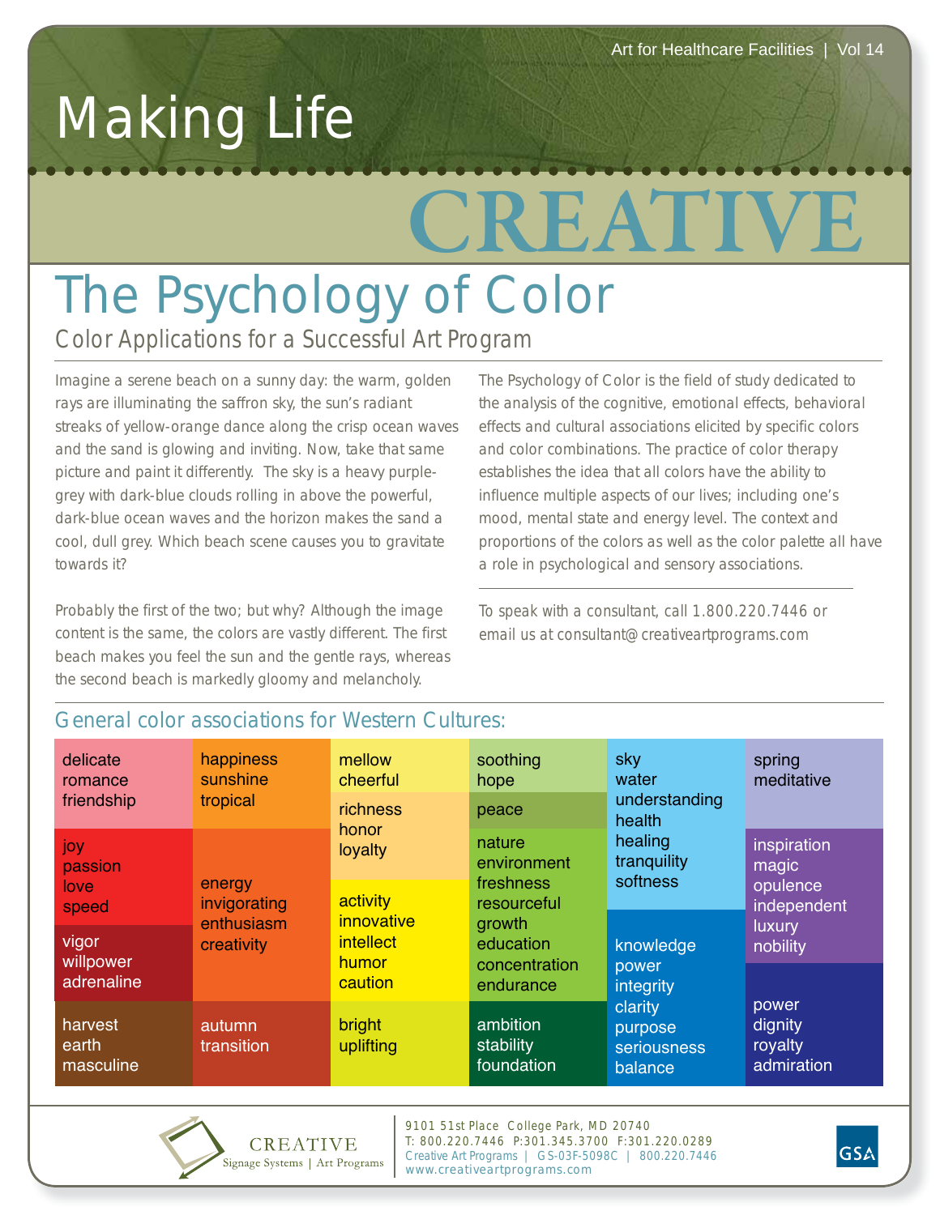Art for Healthcare Facilities | Vol 14

# Making Life CREATIVE

## The Psychology of Color

### Color Applications for a Successful Art Program

Imagine a serene beach on a sunny day: the warm, golden rays are illuminating the saffron sky, the sun's radiant streaks of yellow-orange dance along the crisp ocean waves and the sand is glowing and inviting. Now, take that same picture and paint it differently. The sky is a heavy purple-grey with dark-blue clouds rolling in above the powerful, dark-blue ocean waves and the horizon makes the sand a cool, dull grey. Which beach scene causes you to gravitate towards it?

Probably the first of the two; but why? Although the image content is the same, the colors are vastly different. The first beach makes you feel the sun and the gentle rays, whereas the second beach is markedly gloomy and melancholy.

The Psychology of Color is the field of study dedicated to the analysis of the cognitive, emotional effects, behavioral effects and cultural associations elicited by specific colors and color combinations. The practice of color therapy establishes the idea that all colors have the ability to influence multiple aspects of our lives; including one's mood, mental state and energy level. The context and proportions of the colors as well as the color palette all have a role in psychological and sensory associations.

To speak with a consultant, call 1.800.220.7446 or email us at consultant@creativeartprograms.com

### General color associations for Western Cultures:

| Pink / Red / Brown | Orange | Yellow | Green | Blue | Purple |
|---|---|---|---|---|---|
| delicate, romance, friendship | happiness, sunshine, tropical | mellow, cheerful | soothing, hope | sky, water, understanding, health, healing, tranquility, softness | spring, meditative |
| joy, passion, love, speed | energy, invigorating, enthusiasm, creativity | richness, honor, loyalty | peace | knowledge, power, integrity, clarity, purpose, seriousness, balance | inspiration, magic, opulence, independent, luxury, nobility |
| vigor, willpower, adrenaline | | activity, innovative, intellect, humor, caution | nature, environment, freshness, resourceful, growth, education, concentration, endurance | | power, dignity, royalty, admiration |
| harvest, earth, masculine | autumn, transition | bright, uplifting | ambition, stability, foundation | | |

CREATIVE Signage Systems | Art Programs

9101 51st Place College Park, MD 20740
T: 800.220.7446 P:301.345.3700 F:301.220.0289
Creative Art Programs | GS-03F-5098C | 800.220.7446
www.creativeartprograms.com

GSA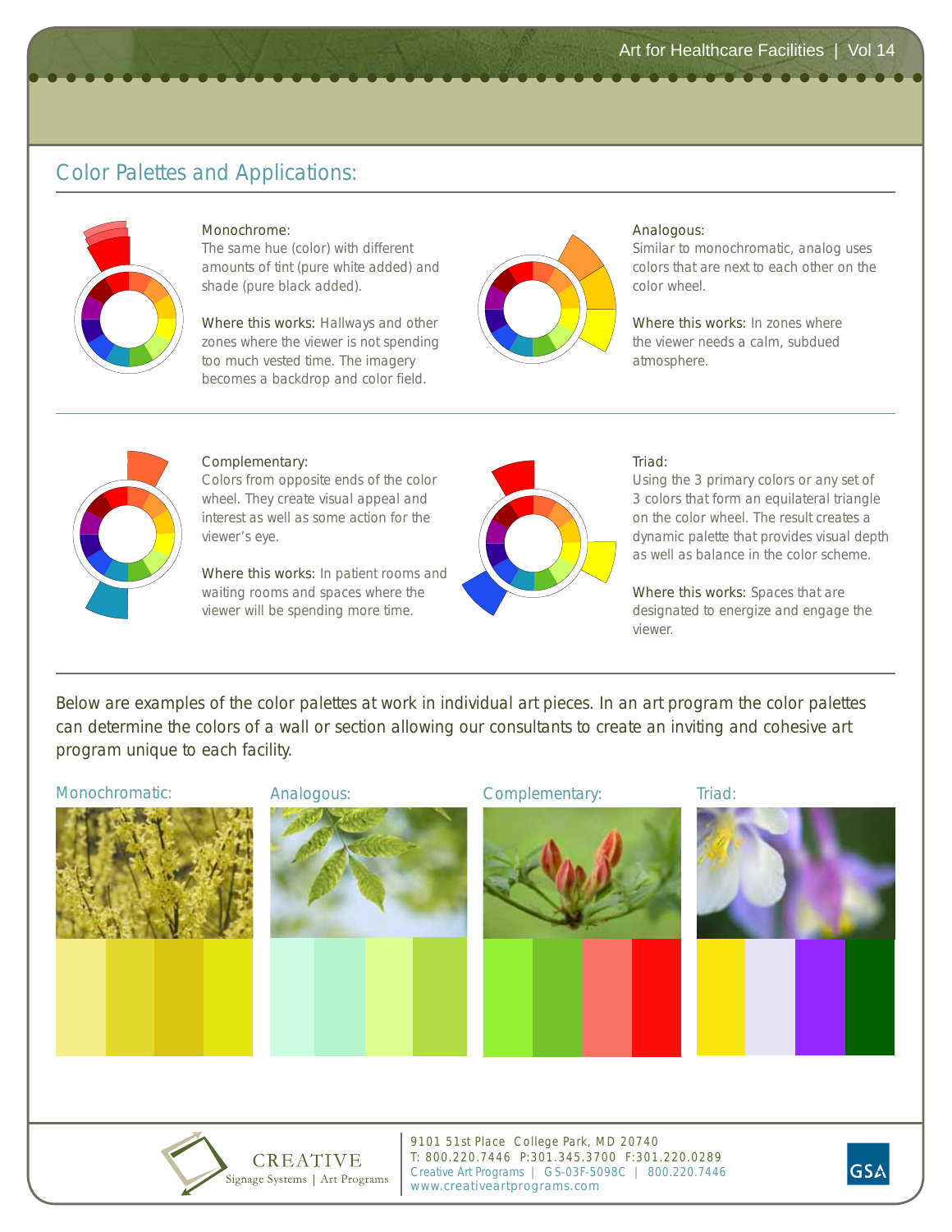## Color Palettes and Applications:

**Monochrome:**
The same hue (color) with different amounts of tint (pure white added) and shade (pure black added).

Where this works: Hallways and other zones where the viewer is not spending too much vested time. The imagery becomes a backdrop and color field.

**Analogous:**
Similar to monochromatic, analog uses colors that are next to each other on the color wheel.

Where this works: In zones where the viewer needs a calm, subdued atmosphere.

**Complementary:**
Colors from opposite ends of the color wheel. They create visual appeal and interest as well as some action for the viewer's eye.

Where this works: In patient rooms and waiting rooms and spaces where the viewer will be spending more time.

**Triad:**
Using the 3 primary colors or any set of 3 colors that form an equilateral triangle on the color wheel. The result creates a dynamic palette that provides visual depth as well as balance in the color scheme.

Where this works: Spaces that are designated to energize and engage the viewer.

Below are examples of the color palettes at work in individual art pieces. In an art program the color palettes can determine the colors of a wall or section allowing our consultants to create an inviting and cohesive art program unique to each facility.

Monochromatic:

Analogous:

Complementary:

Triad:

CREATIVE
Signage Systems | Art Programs

9101 51st Place College Park, MD 20740
T: 800.220.7446 P:301.345.3700 F:301.220.0289
Creative Art Programs | GS-03F-5098C | 800.220.7446
www.creativeartprograms.com

GSA